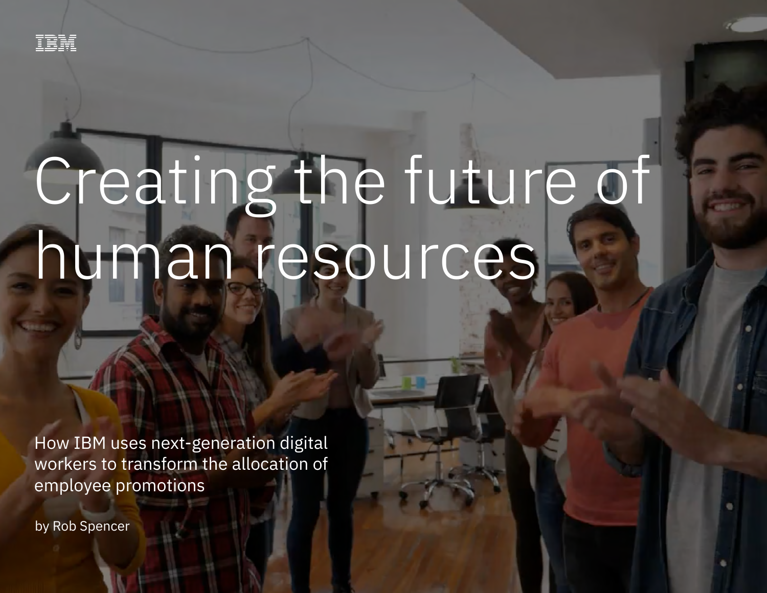IBM

# Creating the future of human resources

How IBM uses next-generation digital workers to transform the allocation of employee promotions

by Rob Spencer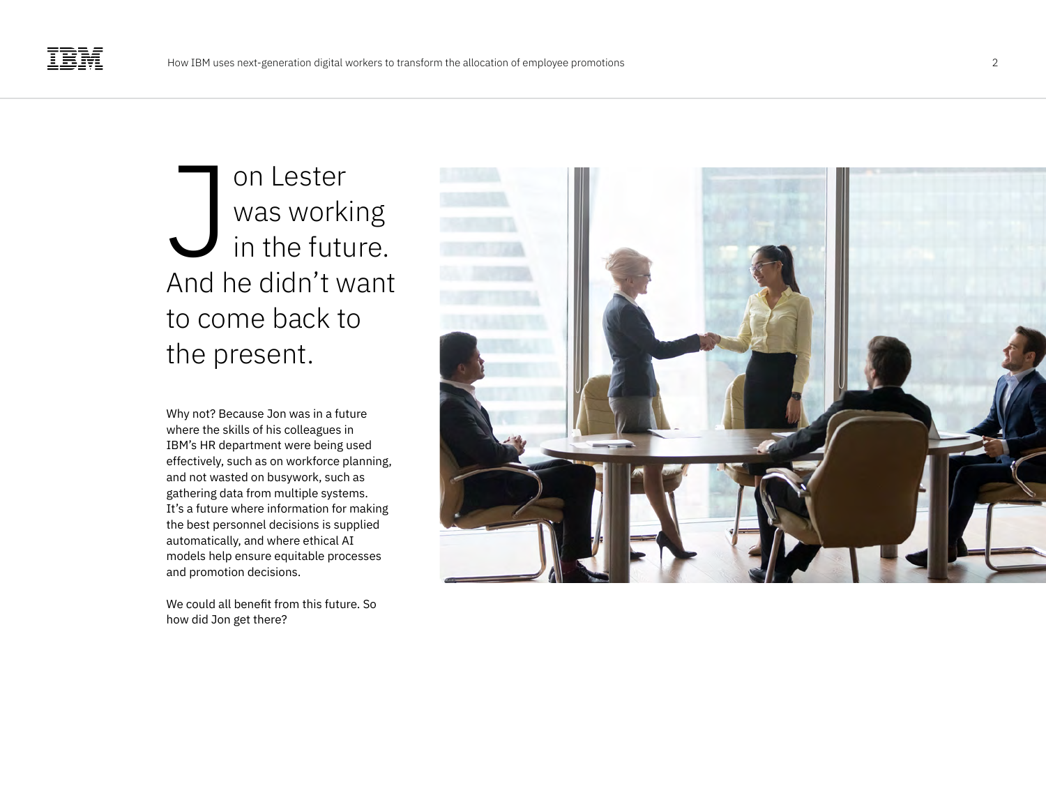# Jon Lester was working in the future. And he didn't want to come back to the present.

Why not? Because Jon was in a future where the skills of his colleagues in IBM's HR department were being used effectively, such as on workforce planning, and not wasted on busywork, such as gathering data from multiple systems. It's a future where information for making the best personnel decisions is supplied automatically, and where ethical AI models help ensure equitable processes and promotion decisions.

We could all benefit from this future. So how did Jon get there?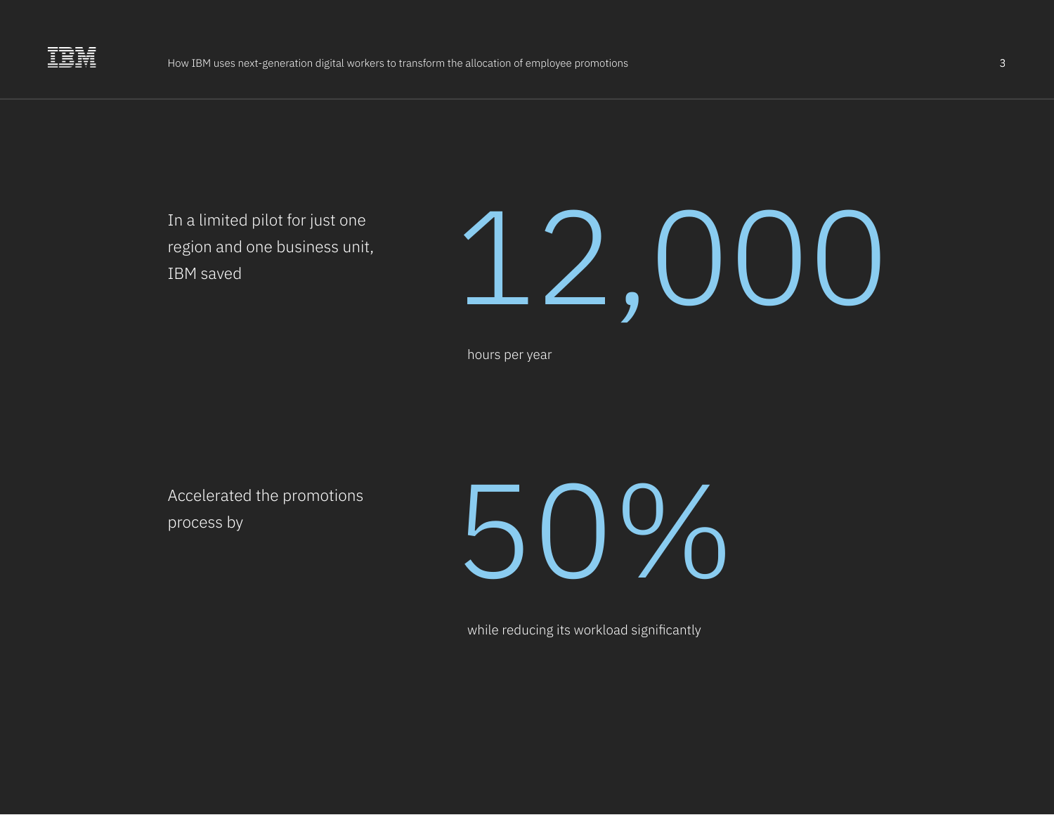In a limited pilot for just one region and one business unit, IBM saved

# 12,000

hours per year

Accelerated the promotions process by

# 50%

while reducing its workload significantly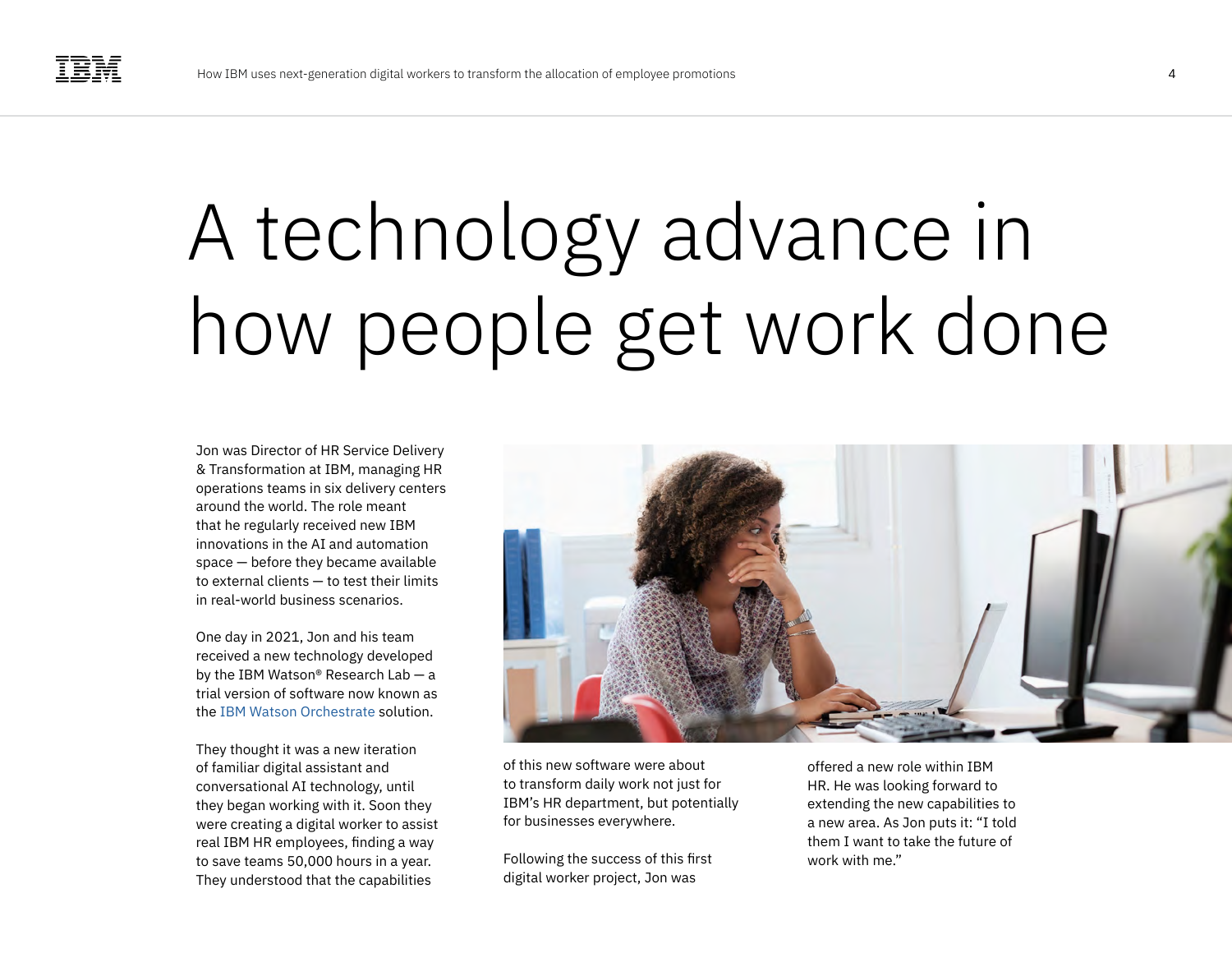# A technology advance in how people get work done

Jon was Director of HR Service Delivery & Transformation at IBM, managing HR operations teams in six delivery centers around the world. The role meant that he regularly received new IBM innovations in the AI and automation space — before they became available to external clients — to test their limits in real-world business scenarios.

One day in 2021, Jon and his team received a new technology developed by the IBM Watson® Research Lab — a trial version of software now known as the IBM Watson Orchestrate solution.

They thought it was a new iteration of familiar digital assistant and conversational AI technology, until they began working with it. Soon they were creating a digital worker to assist real IBM HR employees, finding a way to save teams 50,000 hours in a year. They understood that the capabilities of this new software were about to transform daily work not just for IBM's HR department, but potentially for businesses everywhere.

Following the success of this first digital worker project, Jon was offered a new role within IBM HR. He was looking forward to extending the new capabilities to a new area. As Jon puts it: "I told them I want to take the future of work with me."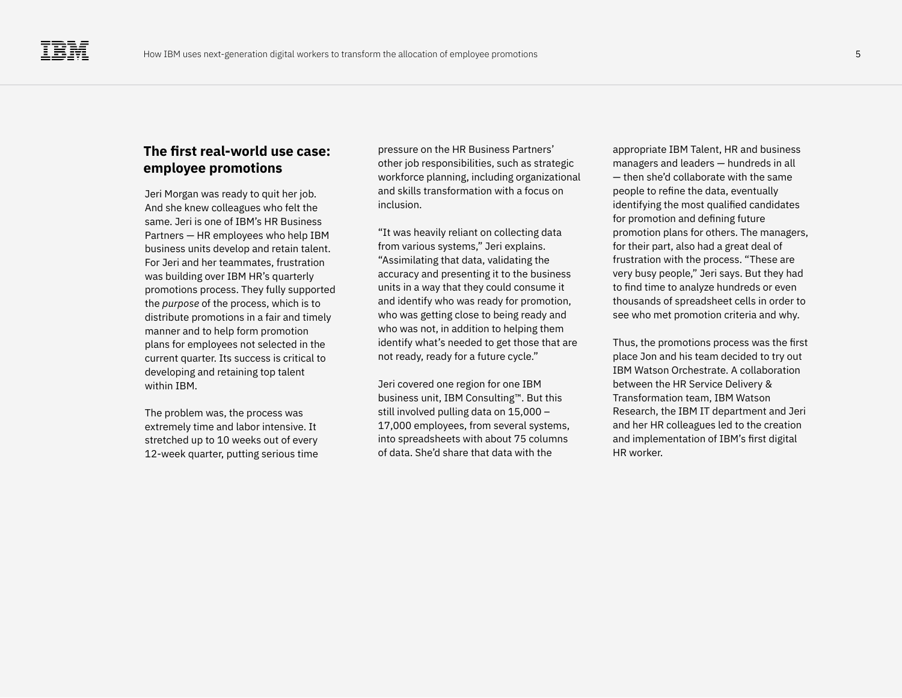## The first real-world use case: employee promotions

Jeri Morgan was ready to quit her job. And she knew colleagues who felt the same. Jeri is one of IBM's HR Business Partners — HR employees who help IBM business units develop and retain talent. For Jeri and her teammates, frustration was building over IBM HR's quarterly promotions process. They fully supported the *purpose* of the process, which is to distribute promotions in a fair and timely manner and to help form promotion plans for employees not selected in the current quarter. Its success is critical to developing and retaining top talent within IBM.

The problem was, the process was extremely time and labor intensive. It stretched up to 10 weeks out of every 12-week quarter, putting serious time pressure on the HR Business Partners' other job responsibilities, such as strategic workforce planning, including organizational and skills transformation with a focus on inclusion.

"It was heavily reliant on collecting data from various systems," Jeri explains. "Assimilating that data, validating the accuracy and presenting it to the business units in a way that they could consume it and identify who was ready for promotion, who was getting close to being ready and who was not, in addition to helping them identify what's needed to get those that are not ready, ready for a future cycle."

Jeri covered one region for one IBM business unit, IBM Consulting™. But this still involved pulling data on 15,000 – 17,000 employees, from several systems, into spreadsheets with about 75 columns of data. She'd share that data with the appropriate IBM Talent, HR and business managers and leaders — hundreds in all — then she'd collaborate with the same people to refine the data, eventually identifying the most qualified candidates for promotion and defining future promotion plans for others. The managers, for their part, also had a great deal of frustration with the process. "These are very busy people," Jeri says. But they had to find time to analyze hundreds or even thousands of spreadsheet cells in order to see who met promotion criteria and why.

Thus, the promotions process was the first place Jon and his team decided to try out IBM Watson Orchestrate. A collaboration between the HR Service Delivery & Transformation team, IBM Watson Research, the IBM IT department and Jeri and her HR colleagues led to the creation and implementation of IBM's first digital HR worker.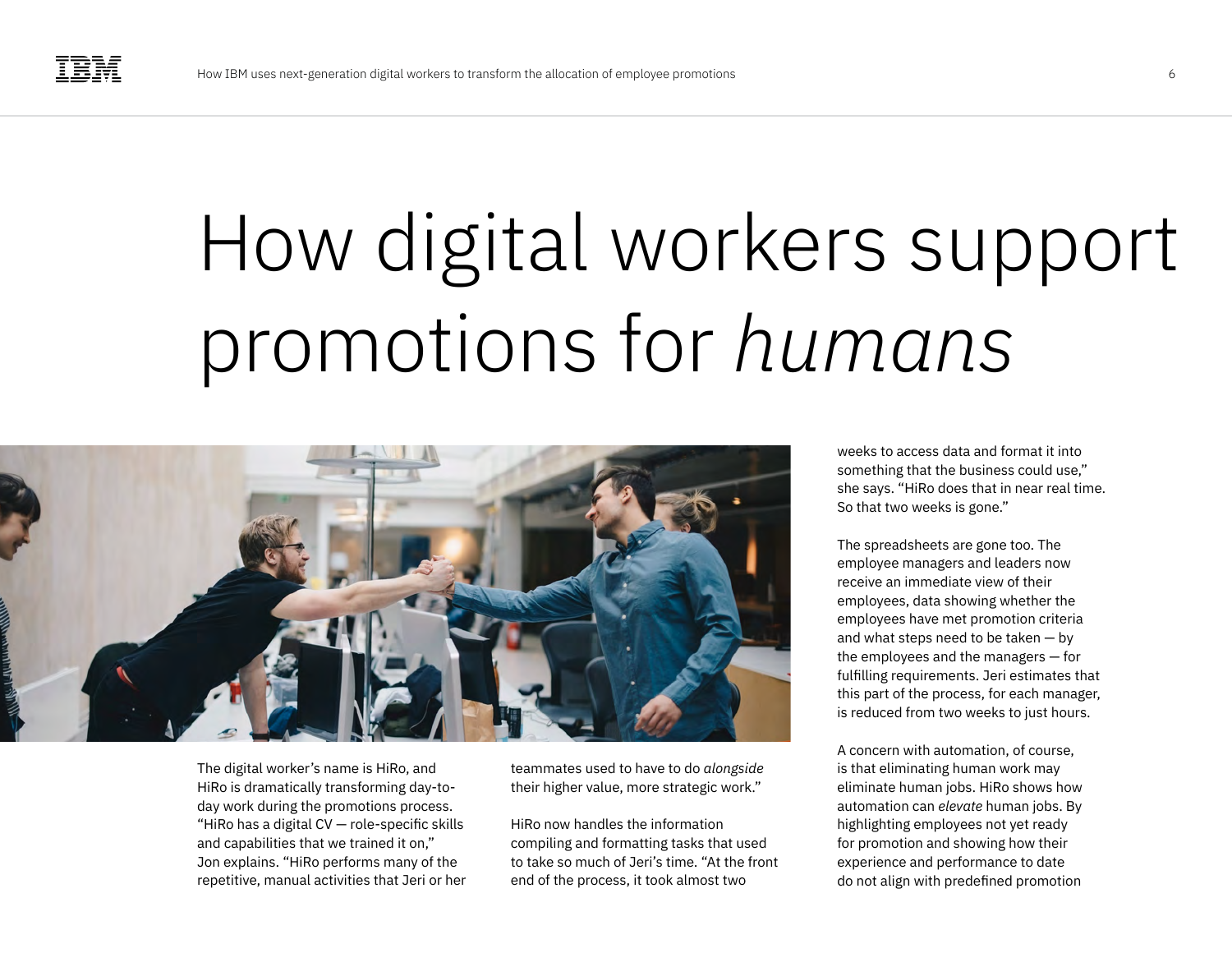# How digital workers support promotions for *humans*

The digital worker's name is HiRo, and HiRo is dramatically transforming day-to-day work during the promotions process. "HiRo has a digital CV — role-specific skills and capabilities that we trained it on," Jon explains. "HiRo performs many of the repetitive, manual activities that Jeri or her teammates used to have to do *alongside* their higher value, more strategic work."

HiRo now handles the information compiling and formatting tasks that used to take so much of Jeri's time. "At the front end of the process, it took almost two weeks to access data and format it into something that the business could use," she says. "HiRo does that in near real time. So that two weeks is gone."

The spreadsheets are gone too. The employee managers and leaders now receive an immediate view of their employees, data showing whether the employees have met promotion criteria and what steps need to be taken — by the employees and the managers — for fulfilling requirements. Jeri estimates that this part of the process, for each manager, is reduced from two weeks to just hours.

A concern with automation, of course, is that eliminating human work may eliminate human jobs. HiRo shows how automation can *elevate* human jobs. By highlighting employees not yet ready for promotion and showing how their experience and performance to date do not align with predefined promotion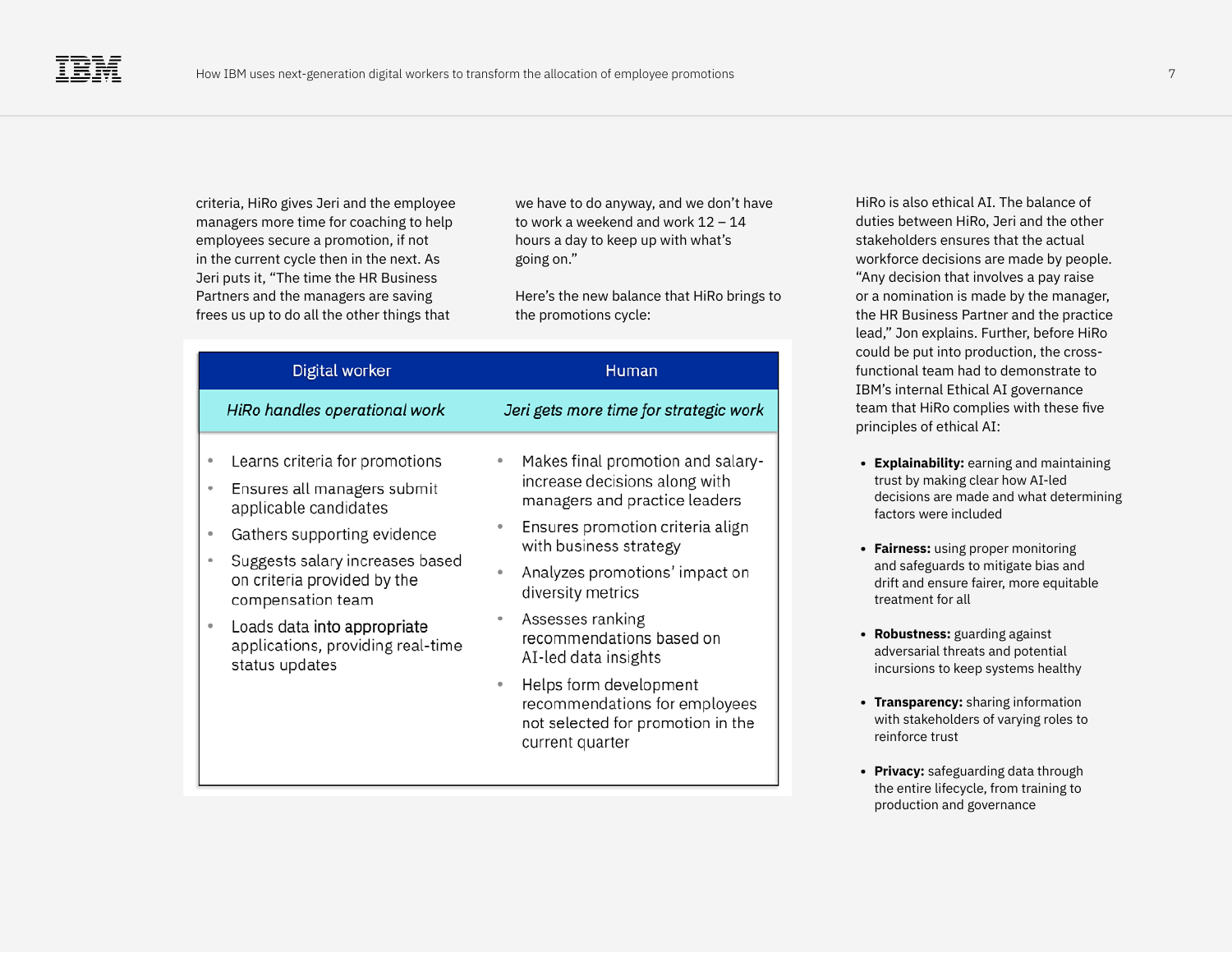criteria, HiRo gives Jeri and the employee managers more time for coaching to help employees secure a promotion, if not in the current cycle then in the next. As Jeri puts it, "The time the HR Business Partners and the managers are saving frees us up to do all the other things that we have to do anyway, and we don't have to work a weekend and work 12 – 14 hours a day to keep up with what's going on."

Here's the new balance that HiRo brings to the promotions cycle:

| Digital worker | Human |
| --- | --- |
| *HiRo handles operational work* | *Jeri gets more time for strategic work* |
| • Learns criteria for promotions<br>• Ensures all managers submit applicable candidates<br>• Gathers supporting evidence<br>• Suggests salary increases based on criteria provided by the compensation team<br>• Loads data into appropriate applications, providing real-time status updates | • Makes final promotion and salary-increase decisions along with managers and practice leaders<br>• Ensures promotion criteria align with business strategy<br>• Analyzes promotions' impact on diversity metrics<br>• Assesses ranking recommendations based on AI-led data insights<br>• Helps form development recommendations for employees not selected for promotion in the current quarter |

HiRo is also ethical AI. The balance of duties between HiRo, Jeri and the other stakeholders ensures that the actual workforce decisions are made by people. "Any decision that involves a pay raise or a nomination is made by the manager, the HR Business Partner and the practice lead," Jon explains. Further, before HiRo could be put into production, the cross-functional team had to demonstrate to IBM's internal Ethical AI governance team that HiRo complies with these five principles of ethical AI:

- **Explainability:** earning and maintaining trust by making clear how AI-led decisions are made and what determining factors were included
- **Fairness:** using proper monitoring and safeguards to mitigate bias and drift and ensure fairer, more equitable treatment for all
- **Robustness:** guarding against adversarial threats and potential incursions to keep systems healthy
- **Transparency:** sharing information with stakeholders of varying roles to reinforce trust
- **Privacy:** safeguarding data through the entire lifecycle, from training to production and governance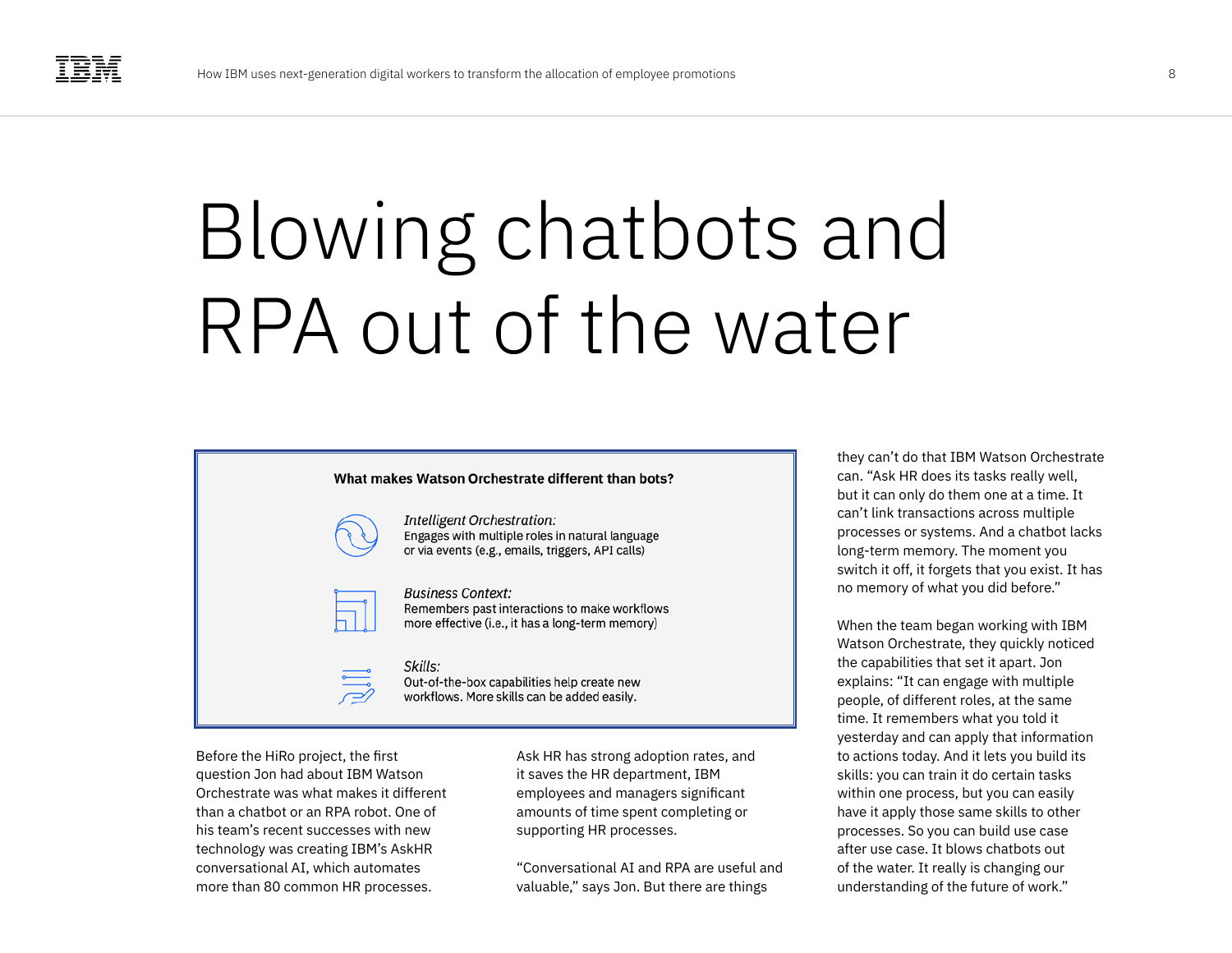# Blowing chatbots and RPA out of the water

**What makes Watson Orchestrate different than bots?**

*Intelligent Orchestration:*
Engages with multiple roles in natural language or via events (e.g., emails, triggers, API calls)

*Business Context:*
Remembers past interactions to make workflows more effective (i.e., it has a long-term memory)

*Skills:*
Out-of-the-box capabilities help create new workflows. More skills can be added easily.

Before the HiRo project, the first question Jon had about IBM Watson Orchestrate was what makes it different than a chatbot or an RPA robot. One of his team's recent successes with new technology was creating IBM's AskHR conversational AI, which automates more than 80 common HR processes.

Ask HR has strong adoption rates, and it saves the HR department, IBM employees and managers significant amounts of time spent completing or supporting HR processes.

"Conversational AI and RPA are useful and valuable," says Jon. But there are things they can't do that IBM Watson Orchestrate can. "Ask HR does its tasks really well, but it can only do them one at a time. It can't link transactions across multiple processes or systems. And a chatbot lacks long-term memory. The moment you switch it off, it forgets that you exist. It has no memory of what you did before."

When the team began working with IBM Watson Orchestrate, they quickly noticed the capabilities that set it apart. Jon explains: "It can engage with multiple people, of different roles, at the same time. It remembers what you told it yesterday and can apply that information to actions today. And it lets you build its skills: you can train it do certain tasks within one process, but you can easily have it apply those same skills to other processes. So you can build use case after use case. It blows chatbots out of the water. It really is changing our understanding of the future of work."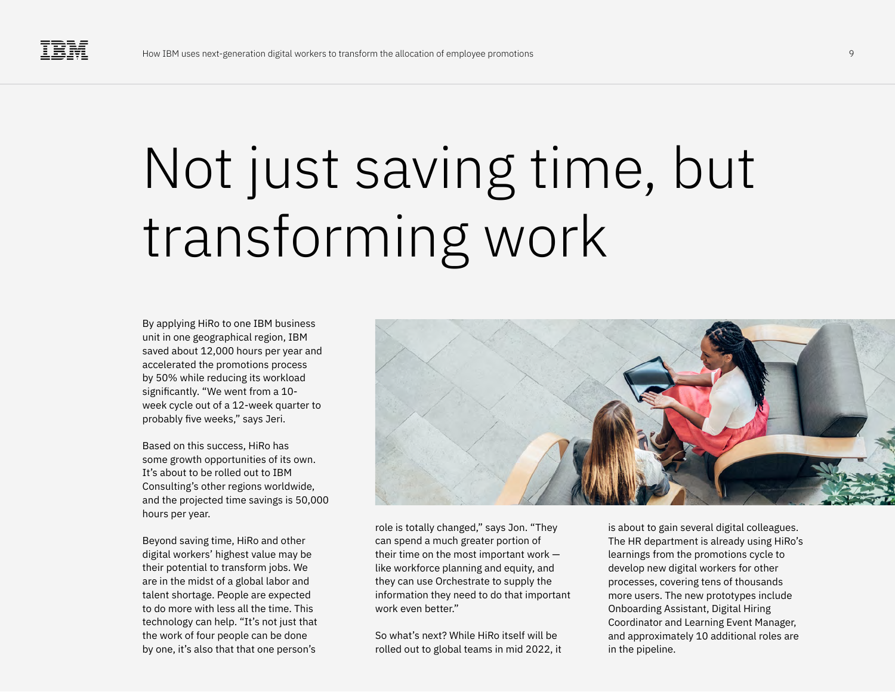# Not just saving time, but transforming work

By applying HiRo to one IBM business unit in one geographical region, IBM saved about 12,000 hours per year and accelerated the promotions process by 50% while reducing its workload significantly. "We went from a 10-week cycle out of a 12-week quarter to probably five weeks," says Jeri.

Based on this success, HiRo has some growth opportunities of its own. It's about to be rolled out to IBM Consulting's other regions worldwide, and the projected time savings is 50,000 hours per year.

Beyond saving time, HiRo and other digital workers' highest value may be their potential to transform jobs. We are in the midst of a global labor and talent shortage. People are expected to do more with less all the time. This technology can help. "It's not just that the work of four people can be done by one, it's also that that one person's role is totally changed," says Jon. "They can spend a much greater portion of their time on the most important work — like workforce planning and equity, and they can use Orchestrate to supply the information they need to do that important work even better."

So what's next? While HiRo itself will be rolled out to global teams in mid 2022, it is about to gain several digital colleagues. The HR department is already using HiRo's learnings from the promotions cycle to develop new digital workers for other processes, covering tens of thousands more users. The new prototypes include Onboarding Assistant, Digital Hiring Coordinator and Learning Event Manager, and approximately 10 additional roles are in the pipeline.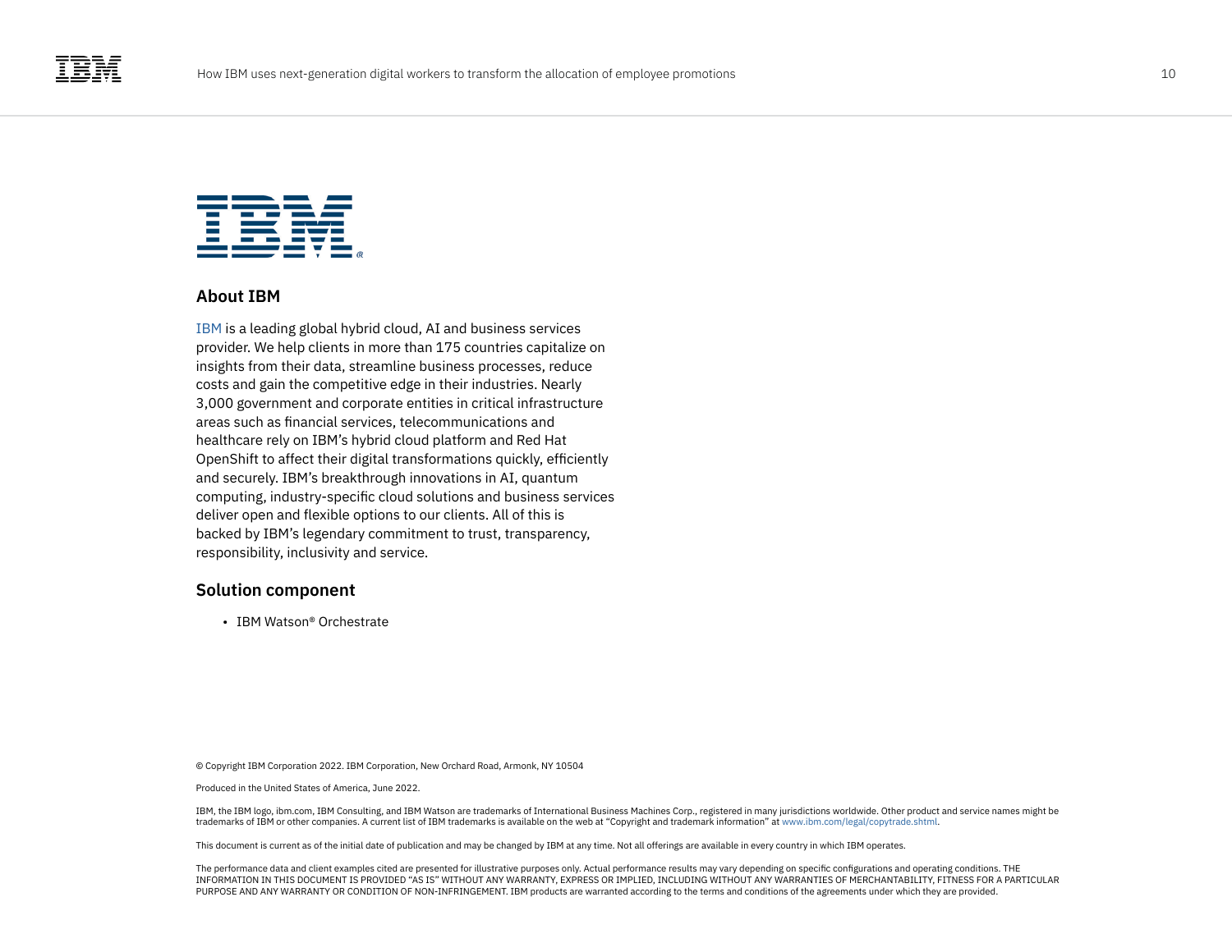## About IBM

IBM is a leading global hybrid cloud, AI and business services provider. We help clients in more than 175 countries capitalize on insights from their data, streamline business processes, reduce costs and gain the competitive edge in their industries. Nearly 3,000 government and corporate entities in critical infrastructure areas such as financial services, telecommunications and healthcare rely on IBM's hybrid cloud platform and Red Hat OpenShift to affect their digital transformations quickly, efficiently and securely. IBM's breakthrough innovations in AI, quantum computing, industry-specific cloud solutions and business services deliver open and flexible options to our clients. All of this is backed by IBM's legendary commitment to trust, transparency, responsibility, inclusivity and service.

## Solution component

- IBM Watson® Orchestrate

© Copyright IBM Corporation 2022. IBM Corporation, New Orchard Road, Armonk, NY 10504

Produced in the United States of America, June 2022.

IBM, the IBM logo, ibm.com, IBM Consulting, and IBM Watson are trademarks of International Business Machines Corp., registered in many jurisdictions worldwide. Other product and service names might be trademarks of IBM or other companies. A current list of IBM trademarks is available on the web at "Copyright and trademark information" at www.ibm.com/legal/copytrade.shtml.

This document is current as of the initial date of publication and may be changed by IBM at any time. Not all offerings are available in every country in which IBM operates.

The performance data and client examples cited are presented for illustrative purposes only. Actual performance results may vary depending on specific configurations and operating conditions. THE INFORMATION IN THIS DOCUMENT IS PROVIDED "AS IS" WITHOUT ANY WARRANTY, EXPRESS OR IMPLIED, INCLUDING WITHOUT ANY WARRANTIES OF MERCHANTABILITY, FITNESS FOR A PARTICULAR PURPOSE AND ANY WARRANTY OR CONDITION OF NON-INFRINGEMENT. IBM products are warranted according to the terms and conditions of the agreements under which they are provided.